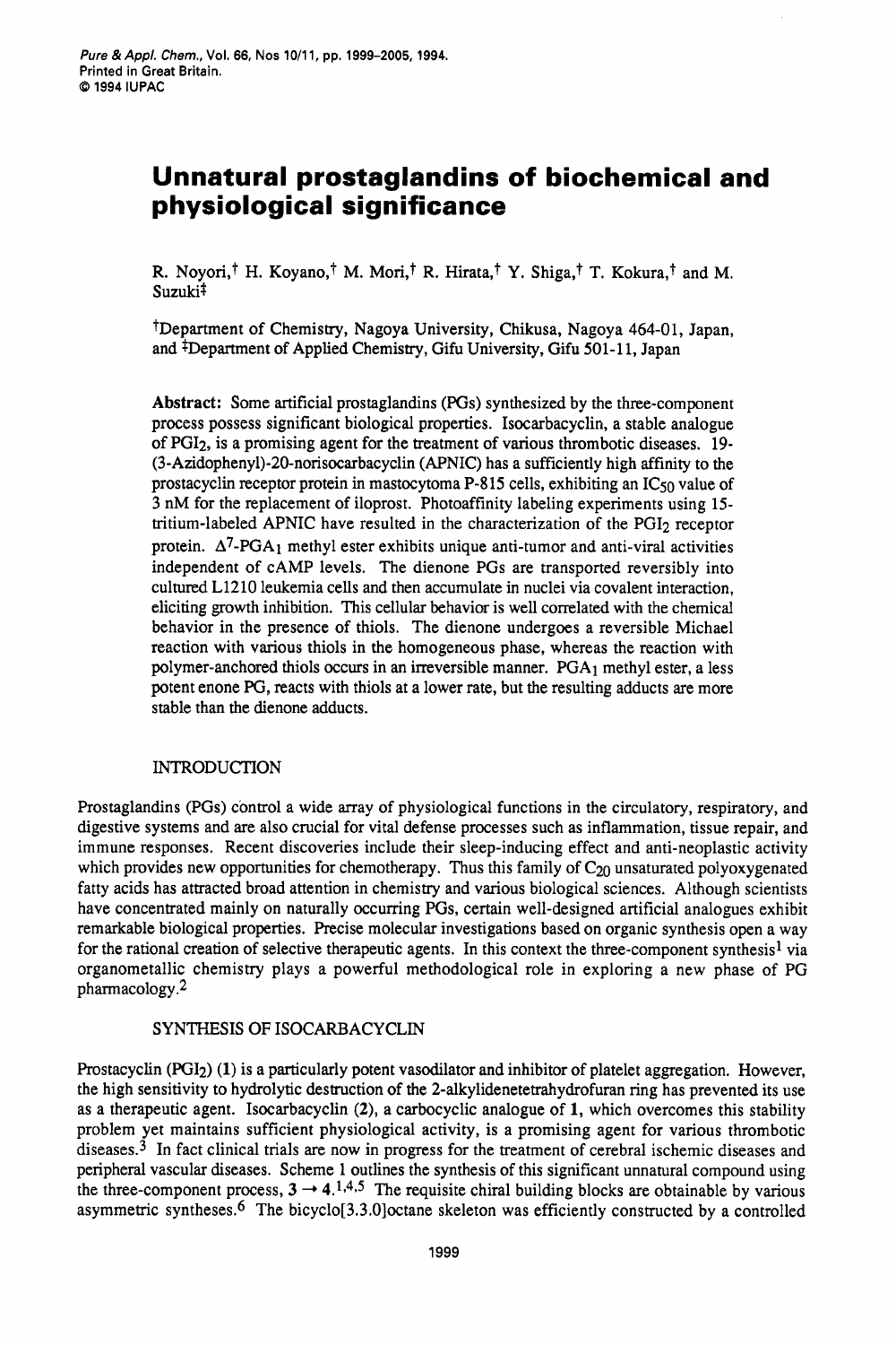# Unnatural prostaglandins of biochemical and physiological significance

R. Noyori,[†] H. Koyano,[†] M. Mori,[†] R. Hirata,[†] Y. Shiga,[†] T. Kokura,[†] and M. Suzuki[‡]

[†]Department of Chemistry, Nagoya University, Chikusa, Nagoya 464-01, Japan, and [‡]Department of Applied Chemistry, Gifu University, Gifu 501-11, Japan

**Abstract:** Some artificial prostaglandins (PGs) synthesized by the three-component process possess significant biological properties. Isocarbacyclin, a stable analogue of $PGI_2$, is a promising agent for the treatment of various thrombotic diseases. 19-(3-Azidophenyl)-20-norisocarbacyclin (APNIC) has a sufficiently high affinity to the prostacyclin receptor protein in mastocytoma P-815 cells, exhibiting an $IC_{50}$ value of 3 nM for the replacement of iloprost. Photoaffinity labeling experiments using 15-tritium-labeled APNIC have resulted in the characterization of the $PGI_2$ receptor protein. $\Delta^7$-$PGA_1$ methyl ester exhibits unique anti-tumor and anti-viral activities independent of cAMP levels. The dienone PGs are transported reversibly into cultured L1210 leukemia cells and then accumulate in nuclei via covalent interaction, eliciting growth inhibition. This cellular behavior is well correlated with the chemical behavior in the presence of thiols. The dienone undergoes a reversible Michael reaction with various thiols in the homogeneous phase, whereas the reaction with polymer-anchored thiols occurs in an irreversible manner. $PGA_1$ methyl ester, a less potent enone PG, reacts with thiols at a lower rate, but the resulting adducts are more stable than the dienone adducts.

## INTRODUCTION

Prostaglandins (PGs) control a wide array of physiological functions in the circulatory, respiratory, and digestive systems and are also crucial for vital defense processes such as inflammation, tissue repair, and immune responses. Recent discoveries include their sleep-inducing effect and anti-neoplastic activity which provides new opportunities for chemotherapy. Thus this family of $C_{20}$ unsaturated polyoxygenated fatty acids has attracted broad attention in chemistry and various biological sciences. Although scientists have concentrated mainly on naturally occurring PGs, certain well-designed artificial analogues exhibit remarkable biological properties. Precise molecular investigations based on organic synthesis open a way for the rational creation of selective therapeutic agents. In this context the three-component synthesis[1] via organometallic chemistry plays a powerful methodological role in exploring a new phase of PG pharmacology.[2]

## SYNTHESIS OF ISOCARBACYCLIN

Prostacyclin ($PGI_2$) (**1**) is a particularly potent vasodilator and inhibitor of platelet aggregation. However, the high sensitivity to hydrolytic destruction of the 2-alkylidenetetrahydrofuran ring has prevented its use as a therapeutic agent. Isocarbacyclin (**2**), a carbocyclic analogue of **1**, which overcomes this stability problem yet maintains sufficient physiological activity, is a promising agent for various thrombotic diseases.[3] In fact clinical trials are now in progress for the treatment of cerebral ischemic diseases and peripheral vascular diseases. Scheme 1 outlines the synthesis of this significant unnatural compound using the three-component process, **3** → **4**.[1,4,5] The requisite chiral building blocks are obtainable by various asymmetric syntheses.[6] The bicyclo[3.3.0]octane skeleton was efficiently constructed by a controlled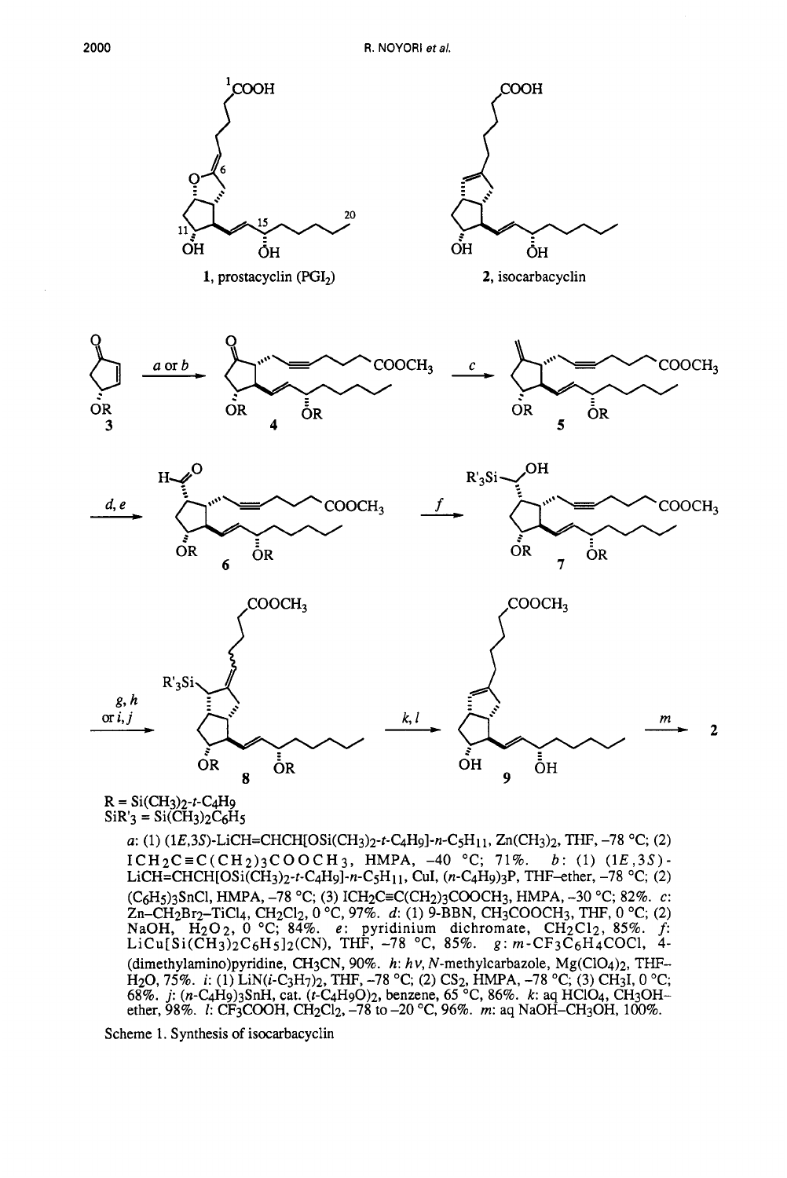R = $Si(CH_3)_2$-$t$-$C_4H_9$
$SiR'_3$ = $Si(CH_3)_2C_6H_5$

*a*: (1) (1*E*,3*S*)-LiCH=CHCH[OSi(CH_3)_2-*t*-C_4H_9]-*n*-C_5H_11, Zn(CH_3)_2, THF, –78 °C; (2) ICH_2C≡C(CH_2)_3COOCH_3, HMPA, –40 °C; 71%. *b*: (1) (1*E*,3*S*)-LiCH=CHCH[OSi(CH_3)_2-*t*-C_4H_9]-*n*-C_5H_11, CuI, (*n*-C_4H_9)_3P, THF–ether, –78 °C; (2) (C_6H_5)_3SnCl, HMPA, –78 °C; (3) ICH_2C≡C(CH_2)_3COOCH_3, HMPA, –30 °C; 82%. *c*: Zn–CH_2Br_2–TiCl_4, CH_2Cl_2, 0 °C, 97%. *d*: (1) 9-BBN, CH_3COOCH_3, THF, 0 °C; (2) NaOH, H_2O_2, 0 °C; 84%. *e*: pyridinium dichromate, CH_2Cl_2, 85%. *f*: LiCu[Si(CH_3)_2C_6H_5]_2(CN), THF, –78 °C, 85%. *g*: *m*-CF_3C_6H_4COCl, 4-(dimethylamino)pyridine, CH_3CN, 90%. *h*: *hν*, *N*-methylcarbazole, Mg(ClO_4)_2, THF–H_2O, 75%. *i*: (1) LiN(*i*-C_3H_7)_2, THF, –78 °C; (2) CS_2, HMPA, –78 °C; (3) CH_3I, 0 °C; 68%. *j*: (*n*-C_4H_9)_3SnH, cat. (*t*-C_4H_9O)_2, benzene, 65 °C, 86%. *k*: aq HClO_4, CH_3OH–ether, 98%. *l*: CF_3COOH, CH_2Cl_2, –78 to –20 °C, 96%. *m*: aq NaOH–CH_3OH, 100%.

Scheme 1. Synthesis of isocarbacyclin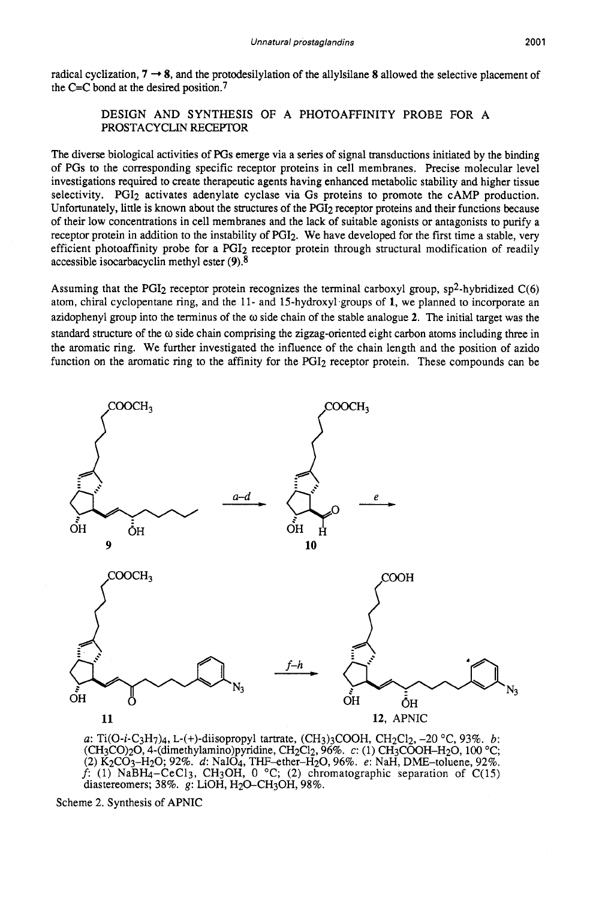radical cyclization, **7** → **8**, and the protodesilylation of the allylsilane **8** allowed the selective placement of the C=C bond at the desired position.[7]

## DESIGN AND SYNTHESIS OF A PHOTOAFFINITY PROBE FOR A PROSTACYCLIN RECEPTOR

The diverse biological activities of PGs emerge via a series of signal transductions initiated by the binding of PGs to the corresponding specific receptor proteins in cell membranes. Precise molecular level investigations required to create therapeutic agents having enhanced metabolic stability and higher tissue selectivity. $PGI_2$ activates adenylate cyclase via Gs proteins to promote the cAMP production. Unfortunately, little is known about the structures of the $PGI_2$ receptor proteins and their functions because of their low concentrations in cell membranes and the lack of suitable agonists or antagonists to purify a receptor protein in addition to the instability of $PGI_2$. We have developed for the first time a stable, very efficient photoaffinity probe for a $PGI_2$ receptor protein through structural modification of readily accessible isocarbacyclin methyl ester (**9**).[8]

Assuming that the $PGI_2$ receptor protein recognizes the terminal carboxyl group, $sp^2$-hybridized C(6) atom, chiral cyclopentane ring, and the 11- and 15-hydroxyl groups of **1**, we planned to incorporate an azidophenyl group into the terminus of the ω side chain of the stable analogue **2**. The initial target was the standard structure of the ω side chain comprising the zigzag-oriented eight carbon atoms including three in the aromatic ring. We further investigated the influence of the chain length and the position of azido function on the aromatic ring to the affinity for the $PGI_2$ receptor protein. These compounds can be

**9** —(a–d)→ **10** —(e)→ **11** —(f–h)→ **12**, APNIC

*a*: $Ti(O\text{-}i\text{-}C_3H_7)_4$, L-(+)-diisopropyl tartrate, $(CH_3)_3COOH$, $CH_2Cl_2$, −20 °C, 93%. *b*: $(CH_3CO)_2O$, 4-(dimethylamino)pyridine, $CH_2Cl_2$, 96%. *c*: (1) $CH_3COOH$–$H_2O$, 100 °C; (2) $K_2CO_3$–$H_2O$; 92%. *d*: $NaIO_4$, THF–ether–$H_2O$, 96%. *e*: NaH, DME–toluene, 92%. *f*: (1) $NaBH_4$–$CeCl_3$, $CH_3OH$, 0 °C; (2) chromatographic separation of C(15) diastereomers; 38%. *g*: LiOH, $H_2O$–$CH_3OH$, 98%.

Scheme 2. Synthesis of APNIC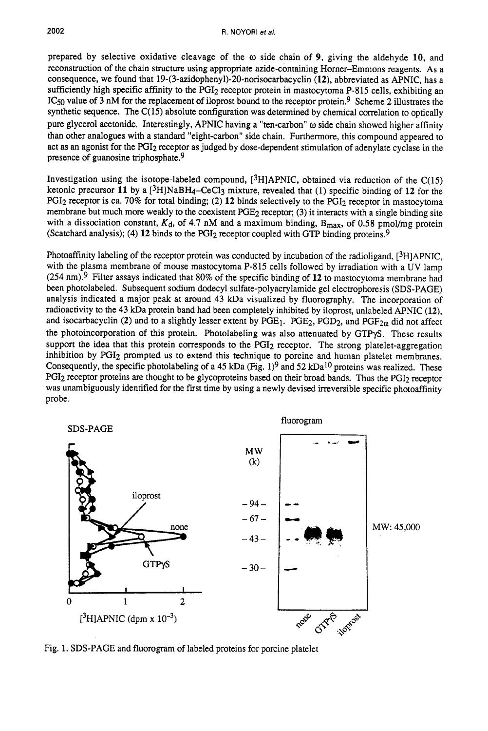prepared by selective oxidative cleavage of the ω side chain of **9**, giving the aldehyde **10**, and reconstruction of the chain structure using appropriate azide-containing Horner–Emmons reagents. As a consequence, we found that 19-(3-azidophenyl)-20-norisocarbacyclin (**12**), abbreviated as APNIC, has a sufficiently high specific affinity to the $PGI_2$ receptor protein in mastocytoma P-815 cells, exhibiting an $IC_{50}$ value of 3 nM for the replacement of iloprost bound to the receptor protein.[9] Scheme 2 illustrates the synthetic sequence. The C(15) absolute configuration was determined by chemical correlation to optically pure glycerol acetonide. Interestingly, APNIC having a "ten-carbon" ω side chain showed higher affinity than other analogues with a standard "eight-carbon" side chain. Furthermore, this compound appeared to act as an agonist for the $PGI_2$ receptor as judged by dose-dependent stimulation of adenylate cyclase in the presence of guanosine triphosphate.[9]

Investigation using the isotope-labeled compound, [$^3$H]APNIC, obtained via reduction of the C(15) ketonic precursor **11** by a [$^3$H]$NaBH_4$–$CeCl_3$ mixture, revealed that (1) specific binding of **12** for the $PGI_2$ receptor is ca. 70% for total binding; (2) **12** binds selectively to the $PGI_2$ receptor in mastocytoma membrane but much more weakly to the coexistent $PGE_2$ receptor; (3) it interacts with a single binding site with a dissociation constant, $K_d$, of 4.7 nM and a maximum binding, $B_{max}$, of 0.58 pmol/mg protein (Scatchard analysis); (4) **12** binds to the $PGI_2$ receptor coupled with GTP binding proteins.[9]

Photoaffinity labeling of the receptor protein was conducted by incubation of the radioligand, [$^3$H]APNIC, with the plasma membrane of mouse mastocytoma P-815 cells followed by irradiation with a UV lamp (254 nm).[9] Filter assays indicated that 80% of the specific binding of **12** to mastocytoma membrane had been photolabeled. Subsequent sodium dodecyl sulfate-polyacrylamide gel electrophoresis (SDS-PAGE) analysis indicated a major peak at around 43 kDa visualized by fluorography. The incorporation of radioactivity to the 43 kDa protein band had been completely inhibited by iloprost, unlabeled APNIC (**12**), and isocarbacyclin (**2**) and to a slightly lesser extent by $PGE_1$. $PGE_2$, $PGD_2$, and $PGF_{2\alpha}$ did not affect the photoincorporation of this protein. Photolabeling was also attenuated by GTPγS. These results support the idea that this protein corresponds to the $PGI_2$ receptor. The strong platelet-aggregation inhibition by $PGI_2$ prompted us to extend this technique to porcine and human platelet membranes. Consequently, the specific photolabeling of a 45 kDa (Fig. 1)[9] and 52 kDa[10] proteins was realized. These $PGI_2$ receptor proteins are thought to be glycoproteins based on their broad bands. Thus the $PGI_2$ receptor was unambiguously identified for the first time by using a newly devised irreversible specific photoaffinity probe.

Fig. 1. SDS-PAGE and fluorogram of labeled proteins for porcine platelet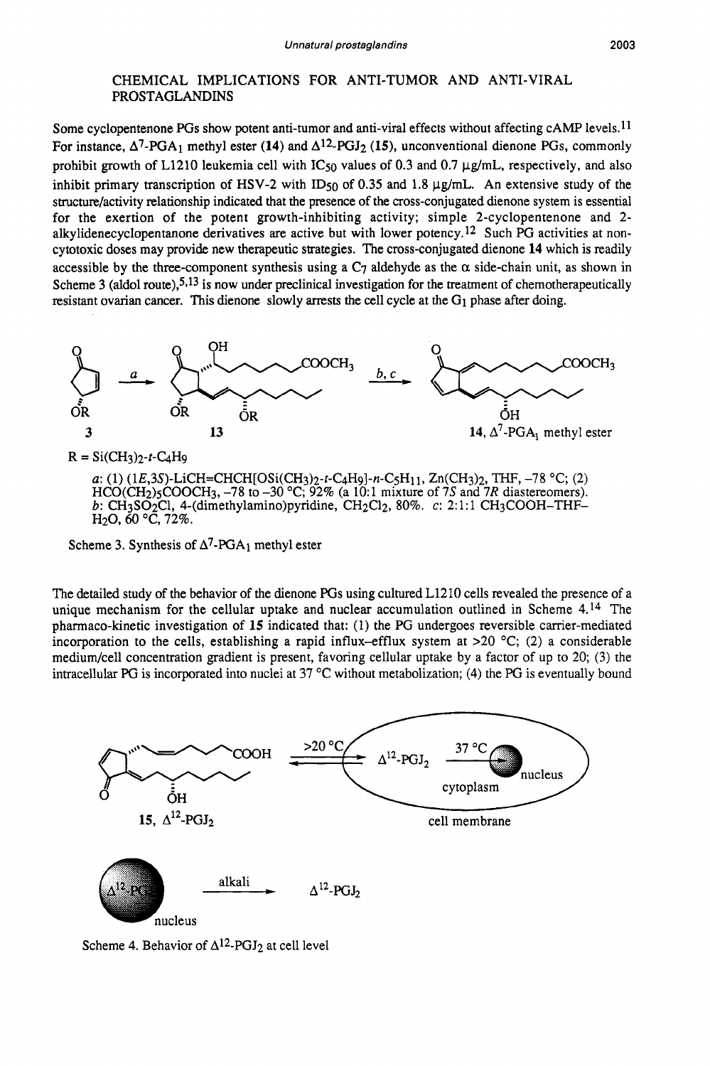## CHEMICAL IMPLICATIONS FOR ANTI-TUMOR AND ANTI-VIRAL PROSTAGLANDINS

Some cyclopentenone PGs show potent anti-tumor and anti-viral effects without affecting cAMP levels.[11] For instance, $\Delta^7$-PGA$_1$ methyl ester (**14**) and $\Delta^{12}$-PGJ$_2$ (**15**), unconventional dienone PGs, commonly prohibit growth of L1210 leukemia cell with IC$_{50}$ values of 0.3 and 0.7 μg/mL, respectively, and also inhibit primary transcription of HSV-2 with ID$_{50}$ of 0.35 and 1.8 μg/mL. An extensive study of the structure/activity relationship indicated that the presence of the cross-conjugated dienone system is essential for the exertion of the potent growth-inhibiting activity; simple 2-cyclopentenone and 2-alkylidenecyclopentanone derivatives are active but with lower potency.[12] Such PG activities at non-cytotoxic doses may provide new therapeutic strategies. The cross-conjugated dienone **14** which is readily accessible by the three-component synthesis using a C$_7$ aldehyde as the α side-chain unit, as shown in Scheme 3 (aldol route),[5,13] is now under preclinical investigation for the treatment of chemotherapeutically resistant ovarian cancer. This dienone slowly arrests the cell cycle at the G$_1$ phase after doing.

**3** → (a) → **13** → (b, c) → **14**, $\Delta^7$-PGA$_1$ methyl ester

R = Si(CH$_3$)$_2$-*t*-C$_4$H$_9$

*a*: (1) (1*E*,3*S*)-LiCH=CHCH[OSi(CH$_3$)$_2$-*t*-C$_4$H$_9$]-*n*-C$_5$H$_{11}$, Zn(CH$_3$)$_2$, THF, –78 °C; (2) HCO(CH$_2$)$_5$COOCH$_3$, –78 to –30 °C; 92% (a 10:1 mixture of 7*S* and 7*R* diastereomers). *b*: CH$_3$SO$_2$Cl, 4-(dimethylamino)pyridine, CH$_2$Cl$_2$, 80%. *c*: 2:1:1 CH$_3$COOH–THF–H$_2$O, 60 °C, 72%.

Scheme 3. Synthesis of $\Delta^7$-PGA$_1$ methyl ester

The detailed study of the behavior of the dienone PGs using cultured L1210 cells revealed the presence of a unique mechanism for the cellular uptake and nuclear accumulation outlined in Scheme 4.[14] The pharmaco-kinetic investigation of **15** indicated that: (1) the PG undergoes reversible carrier-mediated incorporation to the cells, establishing a rapid influx–efflux system at >20 °C; (2) a considerable medium/cell concentration gradient is present, favoring cellular uptake by a factor of up to 20; (3) the intracellular PG is incorporated into nuclei at 37 °C without metabolization; (4) the PG is eventually bound

**15**, $\Delta^{12}$-PGJ$_2$ ⇌ (>20 °C) $\Delta^{12}$-PGJ$_2$ (cytoplasm) → (37 °C) nucleus; cell membrane

$\Delta^{12}$-PGJ$_2$ (nucleus) → (alkali) → $\Delta^{12}$-PGJ$_2$

Scheme 4. Behavior of $\Delta^{12}$-PGJ$_2$ at cell level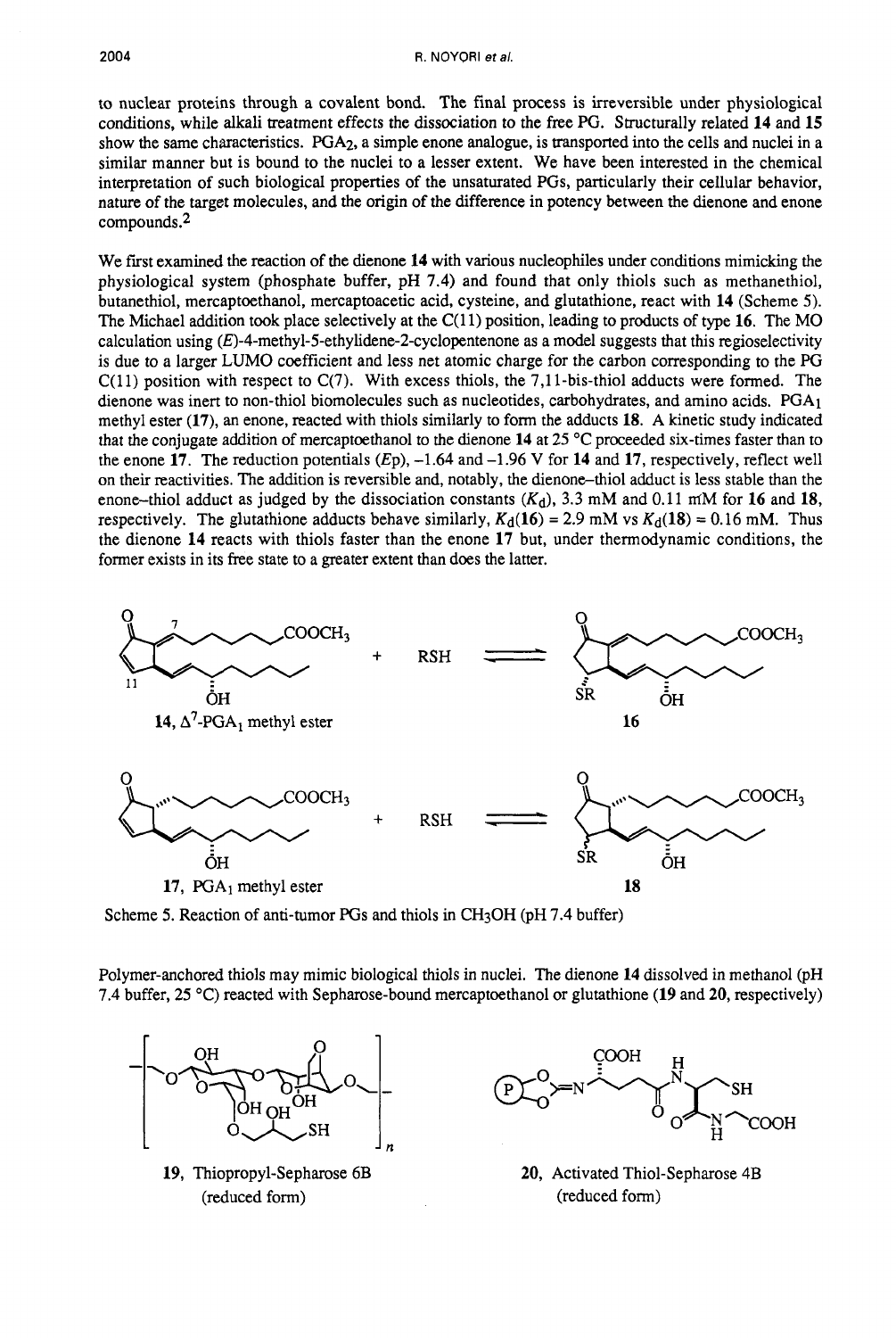to nuclear proteins through a covalent bond. The final process is irreversible under physiological conditions, while alkali treatment effects the dissociation to the free PG. Structurally related **14** and **15** show the same characteristics. $PGA_2$, a simple enone analogue, is transported into the cells and nuclei in a similar manner but is bound to the nuclei to a lesser extent. We have been interested in the chemical interpretation of such biological properties of the unsaturated PGs, particularly their cellular behavior, nature of the target molecules, and the origin of the difference in potency between the dienone and enone compounds.[2]

We first examined the reaction of the dienone **14** with various nucleophiles under conditions mimicking the physiological system (phosphate buffer, pH 7.4) and found that only thiols such as methanethiol, butanethiol, mercaptoethanol, mercaptoacetic acid, cysteine, and glutathione, react with **14** (Scheme 5). The Michael addition took place selectively at the C(11) position, leading to products of type **16**. The MO calculation using (*E*)-4-methyl-5-ethylidene-2-cyclopentenone as a model suggests that this regioselectivity is due to a larger LUMO coefficient and less net atomic charge for the carbon corresponding to the PG C(11) position with respect to C(7). With excess thiols, the 7,11-bis-thiol adducts were formed. The dienone was inert to non-thiol biomolecules such as nucleotides, carbohydrates, and amino acids. $PGA_1$ methyl ester (**17**), an enone, reacted with thiols similarly to form the adducts **18**. A kinetic study indicated that the conjugate addition of mercaptoethanol to the dienone **14** at 25 °C proceeded six-times faster than to the enone **17**. The reduction potentials (*E*p), −1.64 and −1.96 V for **14** and **17**, respectively, reflect well on their reactivities. The addition is reversible and, notably, the dienone–thiol adduct is less stable than the enone–thiol adduct as judged by the dissociation constants ($K_d$), 3.3 mM and 0.11 mM for **16** and **18**, respectively. The glutathione adducts behave similarly, $K_d$(**16**) = 2.9 mM vs $K_d$(**18**) = 0.16 mM. Thus the dienone **14** reacts with thiols faster than the enone **17** but, under thermodynamic conditions, the former exists in its free state to a greater extent than does the latter.

**14**, $\Delta^7$-$PGA_1$ methyl ester + RSH ⇌ **16**

**17**, $PGA_1$ methyl ester + RSH ⇌ **18**

Scheme 5. Reaction of anti-tumor PGs and thiols in $CH_3OH$ (pH 7.4 buffer)

Polymer-anchored thiols may mimic biological thiols in nuclei. The dienone **14** dissolved in methanol (pH 7.4 buffer, 25 °C) reacted with Sepharose-bound mercaptoethanol or glutathione (**19** and **20**, respectively)

**19**, Thiopropyl-Sepharose 6B (reduced form)

**20**, Activated Thiol-Sepharose 4B (reduced form)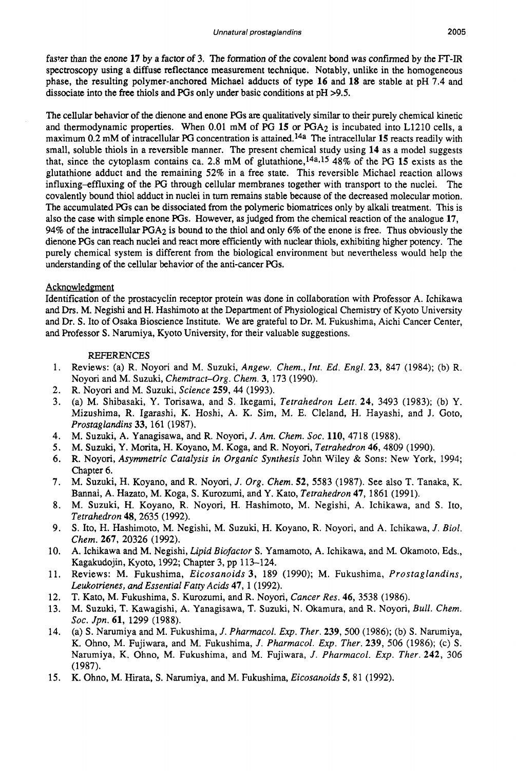faster than the enone **17** by a factor of 3. The formation of the covalent bond was confirmed by the FT-IR spectroscopy using a diffuse reflectance measurement technique. Notably, unlike in the homogeneous phase, the resulting polymer-anchored Michael adducts of type **16** and **18** are stable at pH 7.4 and dissociate into the free thiols and PGs only under basic conditions at pH >9.5.

The cellular behavior of the dienone and enone PGs are qualitatively similar to their purely chemical kinetic and thermodynamic properties. When 0.01 mM of PG **15** or $PGA_2$ is incubated into L1210 cells, a maximum 0.2 mM of intracellular PG concentration is attained.[14a] The intracellular **15** reacts readily with small, soluble thiols in a reversible manner. The present chemical study using **14** as a model suggests that, since the cytoplasm contains ca. 2.8 mM of glutathione,[14a,15] 48% of the PG **15** exists as the glutathione adduct and the remaining 52% in a free state. This reversible Michael reaction allows influxing–effluxing of the PG through cellular membranes together with transport to the nuclei. The covalently bound thiol adduct in nuclei in turn remains stable because of the decreased molecular motion. The accumulated PGs can be dissociated from the polymeric biomatrices only by alkali treatment. This is also the case with simple enone PGs. However, as judged from the chemical reaction of the analogue **17**, 94% of the intracellular $PGA_2$ is bound to the thiol and only 6% of the enone is free. Thus obviously the dienone PGs can reach nuclei and react more efficiently with nuclear thiols, exhibiting higher potency. The purely chemical system is different from the biological environment but nevertheless would help the understanding of the cellular behavior of the anti-cancer PGs.

## Acknowledgment

Identification of the prostacyclin receptor protein was done in collaboration with Professor A. Ichikawa and Drs. M. Negishi and H. Hashimoto at the Department of Physiological Chemistry of Kyoto University and Dr. S. Ito of Osaka Bioscience Institute. We are grateful to Dr. M. Fukushima, Aichi Cancer Center, and Professor S. Narumiya, Kyoto University, for their valuable suggestions.

## REFERENCES

1. Reviews: (a) R. Noyori and M. Suzuki, *Angew. Chem., Int. Ed. Engl.* **23**, 847 (1984); (b) R. Noyori and M. Suzuki, *Chemtract–Org. Chem.* **3**, 173 (1990).
2. R. Noyori and M. Suzuki, *Science* **259**, 44 (1993).
3. (a) M. Shibasaki, Y. Torisawa, and S. Ikegami, *Tetrahedron Lett.* **24**, 3493 (1983); (b) Y. Mizushima, R. Igarashi, K. Hoshi, A. K. Sim, M. E. Cleland, H. Hayashi, and J. Goto, *Prostaglandins* **33**, 161 (1987).
4. M. Suzuki, A. Yanagisawa, and R. Noyori, *J. Am. Chem. Soc.* **110**, 4718 (1988).
5. M. Suzuki, Y. Morita, H. Koyano, M. Koga, and R. Noyori, *Tetrahedron* **46**, 4809 (1990).
6. R. Noyori, *Asymmetric Catalysis in Organic Synthesis* John Wiley & Sons: New York, 1994; Chapter 6.
7. M. Suzuki, H. Koyano, and R. Noyori, *J. Org. Chem.* **52**, 5583 (1987). See also T. Tanaka, K. Bannai, A. Hazato, M. Koga, S. Kurozumi, and Y. Kato, *Tetrahedron* **47**, 1861 (1991).
8. M. Suzuki, H. Koyano, R. Noyori, H. Hashimoto, M. Negishi, A. Ichikawa, and S. Ito, *Tetrahedron* **48**, 2635 (1992).
9. S. Ito, H. Hashimoto, M. Negishi, M. Suzuki, H. Koyano, R. Noyori, and A. Ichikawa, *J. Biol. Chem.* **267**, 20326 (1992).
10. A. Ichikawa and M. Negishi, *Lipid Biofactor* S. Yamamoto, A. Ichikawa, and M. Okamoto, Eds., Kagakudojin, Kyoto, 1992; Chapter 3, pp 113–124.
11. Reviews: M. Fukushima, *Eicosanoids* **3**, 189 (1990); M. Fukushima, *Prostaglandins, Leukotrienes, and Essential Fatty Acids* **47**, 1 (1992).
12. T. Kato, M. Fukushima, S. Kurozumi, and R. Noyori, *Cancer Res.* **46**, 3538 (1986).
13. M. Suzuki, T. Kawagishi, A. Yanagisawa, T. Suzuki, N. Okamura, and R. Noyori, *Bull. Chem. Soc. Jpn.* **61**, 1299 (1988).
14. (a) S. Narumiya and M. Fukushima, *J. Pharmacol. Exp. Ther.* **239**, 500 (1986); (b) S. Narumiya, K. Ohno, M. Fujiwara, and M. Fukushima, *J. Pharmacol. Exp. Ther.* **239**, 506 (1986); (c) S. Narumiya, K. Ohno, M. Fukushima, and M. Fujiwara, *J. Pharmacol. Exp. Ther.* **242**, 306 (1987).
15. K. Ohno, M. Hirata, S. Narumiya, and M. Fukushima, *Eicosanoids* **5**, 81 (1992).